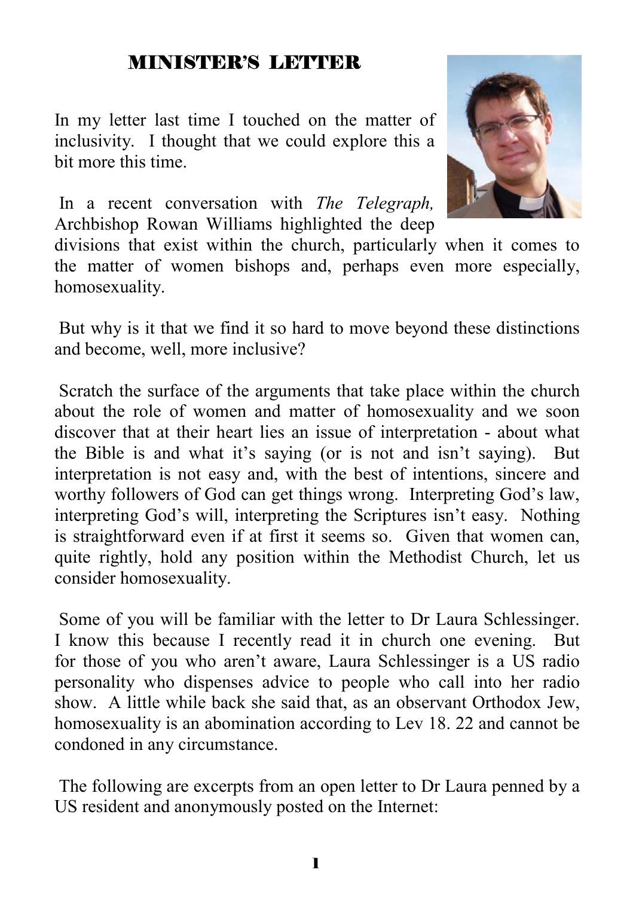## MINISTER'S LETTER

In my letter last time I touched on the matter of inclusivity. I thought that we could explore this a bit more this time.

In a recent conversation with *The Telegraph,* Archbishop Rowan Williams highlighted the deep divisions that exist within the church, particularly when it comes to the matter of women bishops and, perhaps even more especially, homosexuality.

But why is it that we find it so hard to move beyond these distinctions and become, well, more inclusive?

Scratch the surface of the arguments that take place within the church about the role of women and matter of homosexuality and we soon discover that at their heart lies an issue of interpretation - about what the Bible is and what it's saying (or is not and isn't saying). But interpretation is not easy and, with the best of intentions, sincere and worthy followers of God can get things wrong. Interpreting God's law, interpreting God's will, interpreting the Scriptures isn't easy. Nothing is straightforward even if at first it seems so. Given that women can, quite rightly, hold any position within the Methodist Church, let us consider homosexuality.

Some of you will be familiar with the letter to Dr Laura Schlessinger. I know this because I recently read it in church one evening. But for those of you who aren't aware, Laura Schlessinger is a US radio personality who dispenses advice to people who call into her radio show. A little while back she said that, as an observant Orthodox Jew, homosexuality is an abomination according to Lev 18. 22 and cannot be condoned in any circumstance.

The following are excerpts from an open letter to Dr Laura penned by a US resident and anonymously posted on the Internet: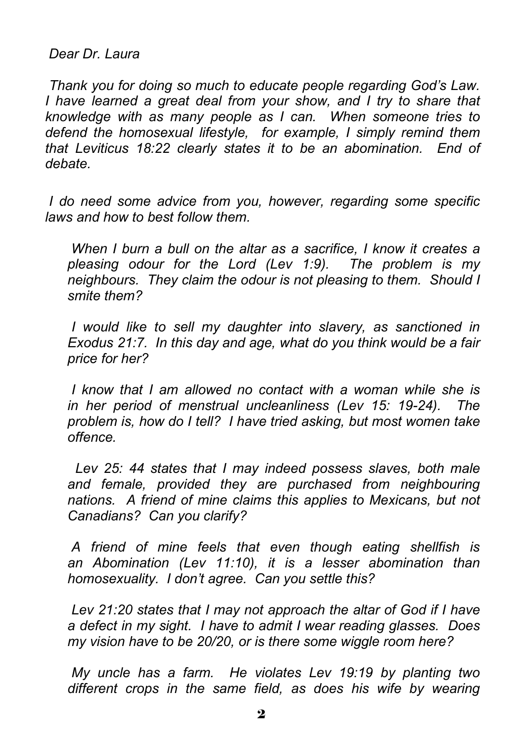*Dear Dr. Laura*

*Thank you for doing so much to educate people regarding God's Law. I have learned a great deal from your show, and I try to share that knowledge with as many people as I can. When someone tries to defend the homosexual lifestyle, for example, I simply remind them that Leviticus 18:22 clearly states it to be an abomination. End of debate.*

*I do need some advice from you, however, regarding some specific laws and how to best follow them.*

> *When I burn a bull on the altar as a sacrifice, I know it creates a pleasing odour for the Lord (Lev 1:9). The problem is my neighbours. They claim the odour is not pleasing to them. Should I smite them?*
>
> *I would like to sell my daughter into slavery, as sanctioned in Exodus 21:7. In this day and age, what do you think would be a fair price for her?*
>
> *I know that I am allowed no contact with a woman while she is in her period of menstrual uncleanliness (Lev 15: 19-24). The problem is, how do I tell? I have tried asking, but most women take offence.*
>
> *Lev 25: 44 states that I may indeed possess slaves, both male and female, provided they are purchased from neighbouring nations. A friend of mine claims this applies to Mexicans, but not Canadians? Can you clarify?*
>
> *A friend of mine feels that even though eating shellfish is an Abomination (Lev 11:10), it is a lesser abomination than homosexuality. I don't agree. Can you settle this?*
>
> *Lev 21:20 states that I may not approach the altar of God if I have a defect in my sight. I have to admit I wear reading glasses. Does my vision have to be 20/20, or is there some wiggle room here?*
>
> *My uncle has a farm. He violates Lev 19:19 by planting two different crops in the same field, as does his wife by wearing*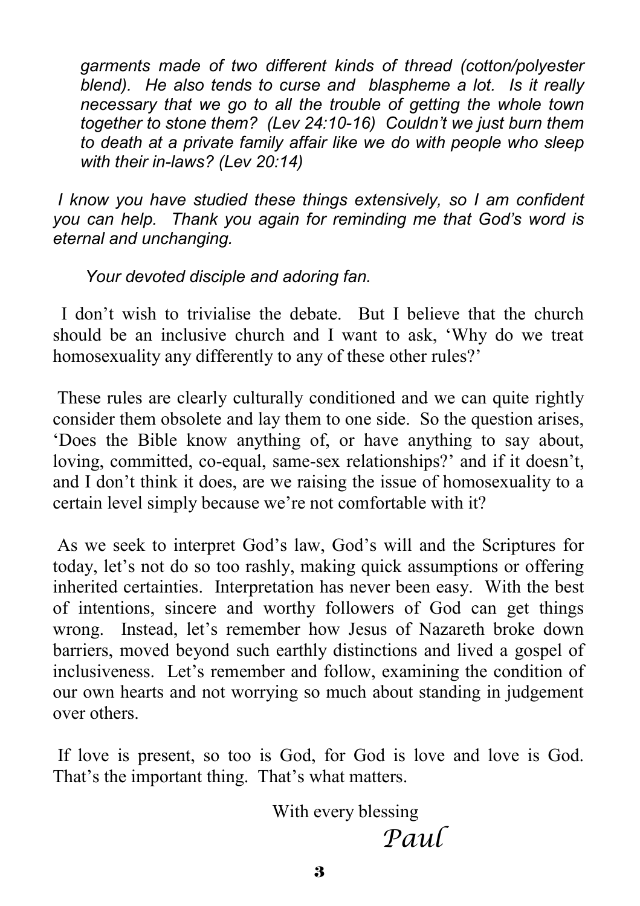*garments made of two different kinds of thread (cotton/polyester blend). He also tends to curse and blaspheme a lot. Is it really necessary that we go to all the trouble of getting the whole town together to stone them? (Lev 24:10-16) Couldn't we just burn them to death at a private family affair like we do with people who sleep with their in-laws? (Lev 20:14)*

*I know you have studied these things extensively, so I am confident you can help. Thank you again for reminding me that God's word is eternal and unchanging.*

*Your devoted disciple and adoring fan.*

I don't wish to trivialise the debate. But I believe that the church should be an inclusive church and I want to ask, 'Why do we treat homosexuality any differently to any of these other rules?'

These rules are clearly culturally conditioned and we can quite rightly consider them obsolete and lay them to one side. So the question arises, 'Does the Bible know anything of, or have anything to say about, loving, committed, co-equal, same-sex relationships?' and if it doesn't, and I don't think it does, are we raising the issue of homosexuality to a certain level simply because we're not comfortable with it?

As we seek to interpret God's law, God's will and the Scriptures for today, let's not do so too rashly, making quick assumptions or offering inherited certainties. Interpretation has never been easy. With the best of intentions, sincere and worthy followers of God can get things wrong. Instead, let's remember how Jesus of Nazareth broke down barriers, moved beyond such earthly distinctions and lived a gospel of inclusiveness. Let's remember and follow, examining the condition of our own hearts and not worrying so much about standing in judgement over others.

If love is present, so too is God, for God is love and love is God. That's the important thing. That's what matters.

With every blessing

*Paul*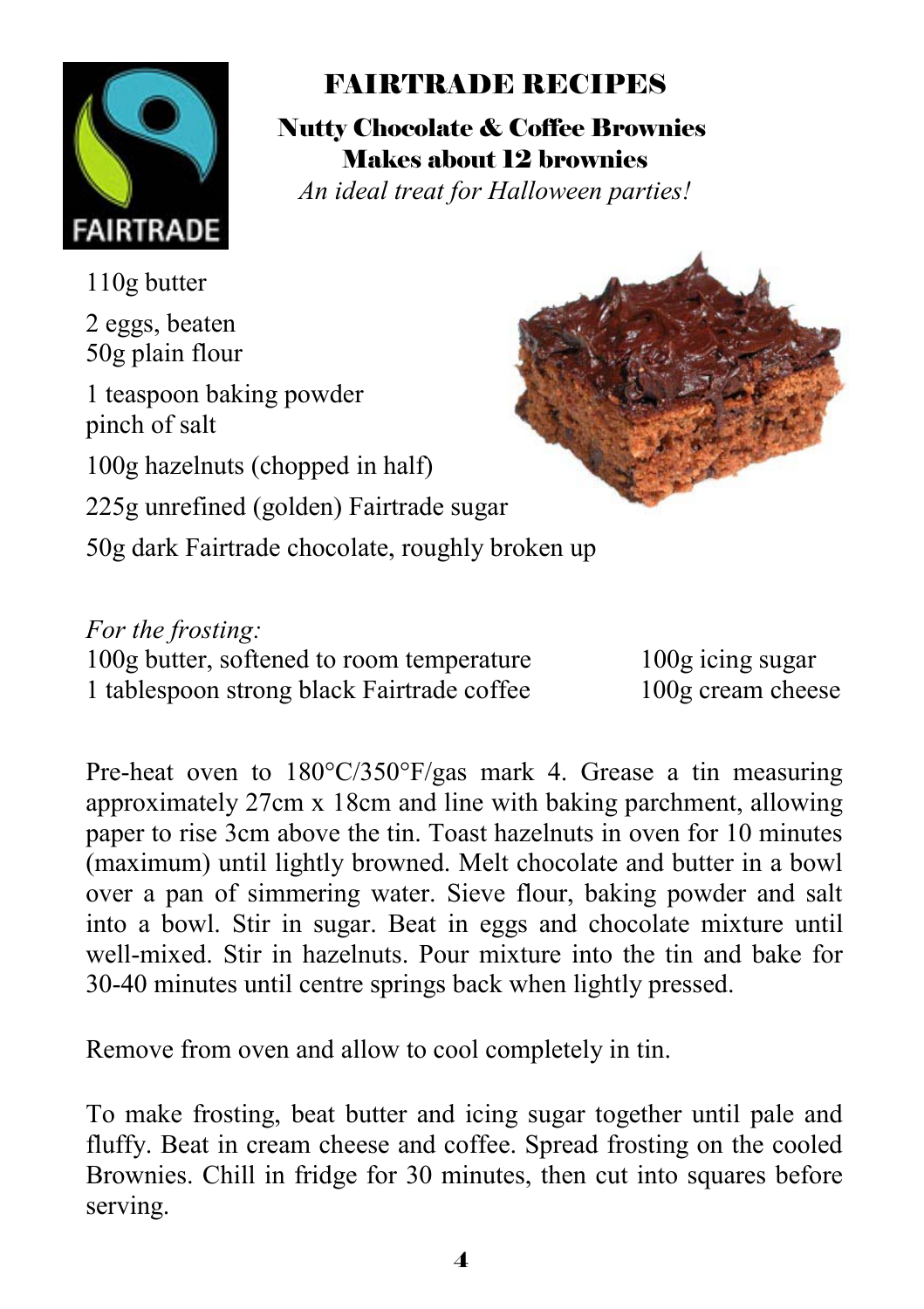# FAIRTRADE RECIPES

## Nutty Chocolate & Coffee Brownies

**Makes about 12 brownies**

*An ideal treat for Halloween parties!*

110g butter

2 eggs, beaten
50g plain flour

1 teaspoon baking powder
pinch of salt

100g hazelnuts (chopped in half)

225g unrefined (golden) Fairtrade sugar

50g dark Fairtrade chocolate, roughly broken up

*For the frosting:*

100g butter, softened to room temperature
1 tablespoon strong black Fairtrade coffee
100g icing sugar
100g cream cheese

Pre-heat oven to 180°C/350°F/gas mark 4. Grease a tin measuring approximately 27cm x 18cm and line with baking parchment, allowing paper to rise 3cm above the tin. Toast hazelnuts in oven for 10 minutes (maximum) until lightly browned. Melt chocolate and butter in a bowl over a pan of simmering water. Sieve flour, baking powder and salt into a bowl. Stir in sugar. Beat in eggs and chocolate mixture until well-mixed. Stir in hazelnuts. Pour mixture into the tin and bake for 30-40 minutes until centre springs back when lightly pressed.

Remove from oven and allow to cool completely in tin.

To make frosting, beat butter and icing sugar together until pale and fluffy. Beat in cream cheese and coffee. Spread frosting on the cooled Brownies. Chill in fridge for 30 minutes, then cut into squares before serving.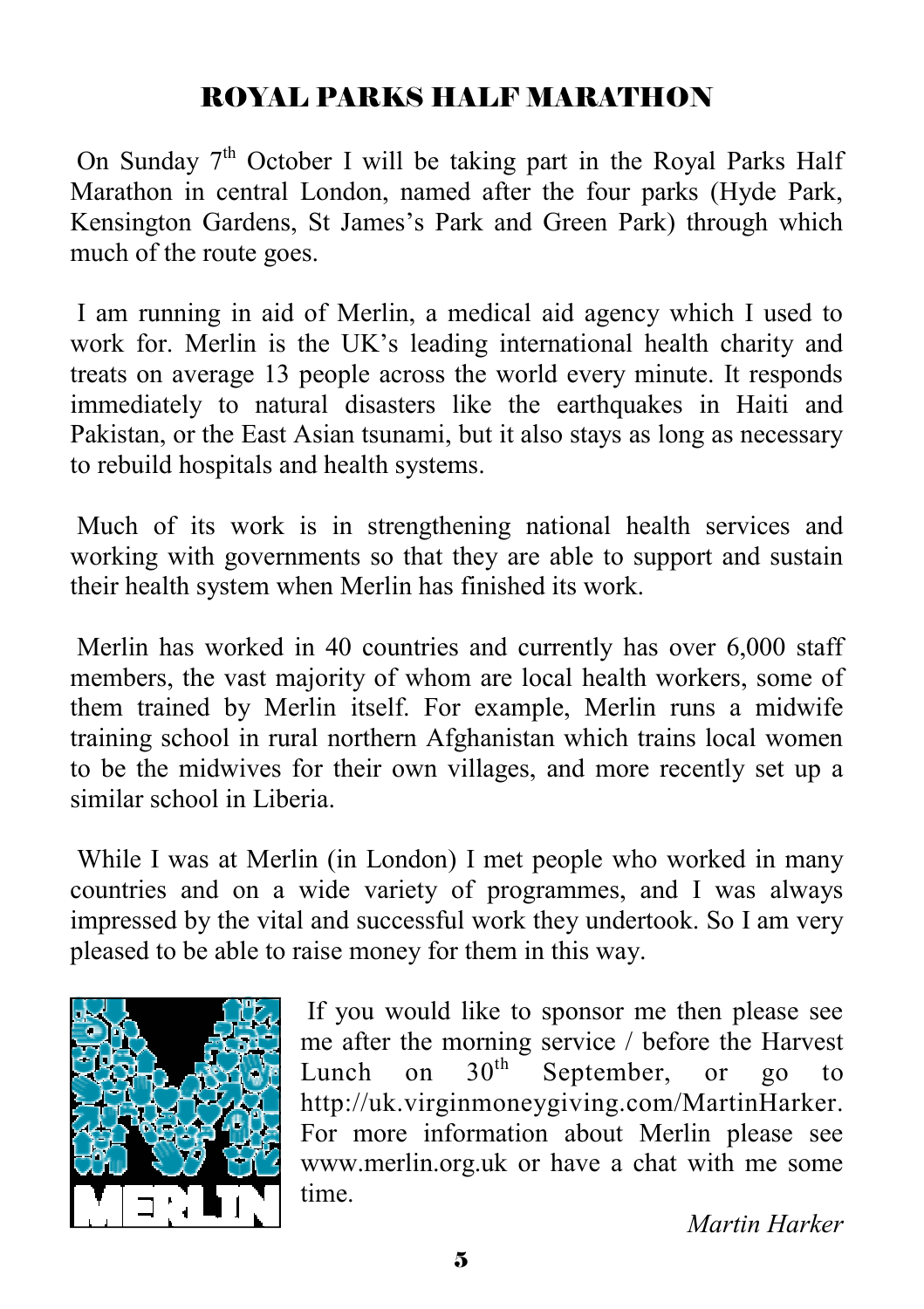# ROYAL PARKS HALF MARATHON

On Sunday 7th October I will be taking part in the Royal Parks Half Marathon in central London, named after the four parks (Hyde Park, Kensington Gardens, St James's Park and Green Park) through which much of the route goes.

I am running in aid of Merlin, a medical aid agency which I used to work for. Merlin is the UK's leading international health charity and treats on average 13 people across the world every minute. It responds immediately to natural disasters like the earthquakes in Haiti and Pakistan, or the East Asian tsunami, but it also stays as long as necessary to rebuild hospitals and health systems.

Much of its work is in strengthening national health services and working with governments so that they are able to support and sustain their health system when Merlin has finished its work.

Merlin has worked in 40 countries and currently has over 6,000 staff members, the vast majority of whom are local health workers, some of them trained by Merlin itself. For example, Merlin runs a midwife training school in rural northern Afghanistan which trains local women to be the midwives for their own villages, and more recently set up a similar school in Liberia.

While I was at Merlin (in London) I met people who worked in many countries and on a wide variety of programmes, and I was always impressed by the vital and successful work they undertook. So I am very pleased to be able to raise money for them in this way.

If you would like to sponsor me then please see me after the morning service / before the Harvest Lunch on 30th September, or go to http://uk.virginmoneygiving.com/MartinHarker. For more information about Merlin please see www.merlin.org.uk or have a chat with me some time.

*Martin Harker*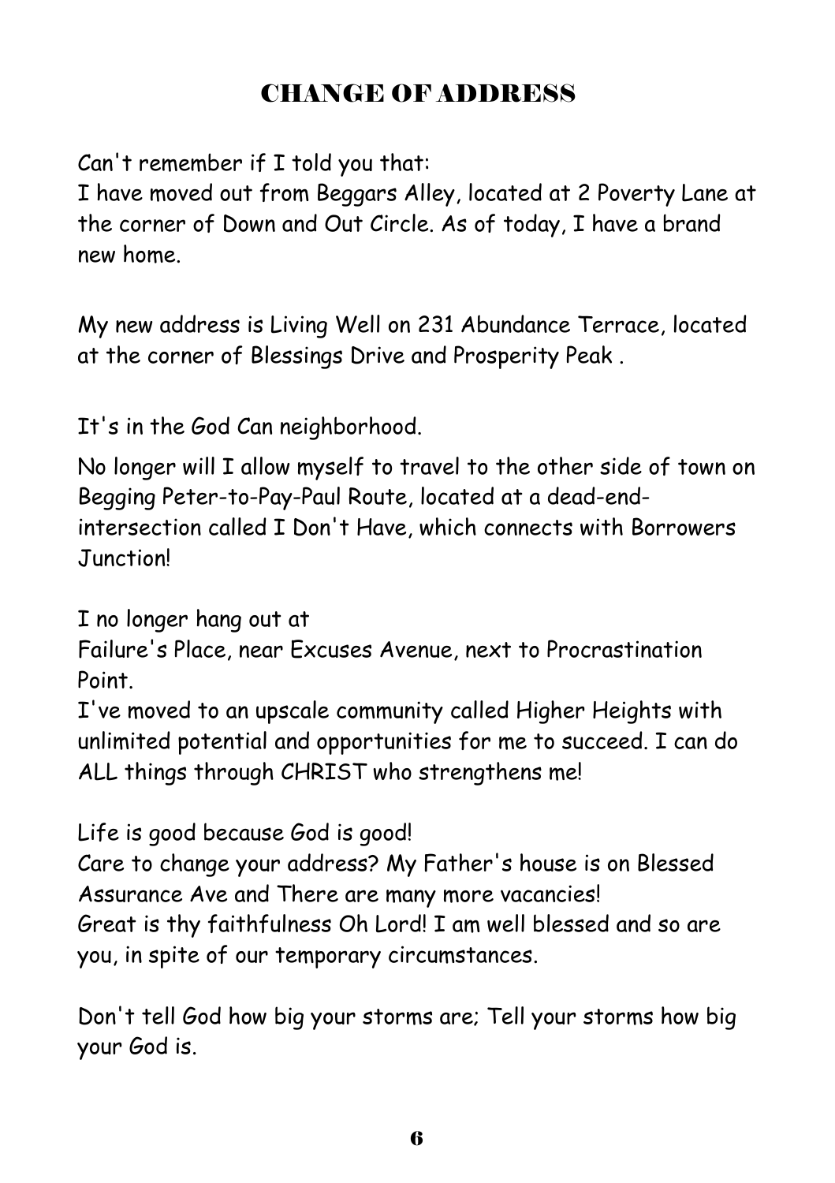# CHANGE OF ADDRESS

Can't remember if I told you that:
I have moved out from Beggars Alley, located at 2 Poverty Lane at the corner of Down and Out Circle. As of today, I have a brand new home.

My new address is Living Well on 231 Abundance Terrace, located at the corner of Blessings Drive and Prosperity Peak .

It's in the God Can neighborhood.

No longer will I allow myself to travel to the other side of town on Begging Peter-to-Pay-Paul Route, located at a dead-end-intersection called I Don't Have, which connects with Borrowers Junction!

I no longer hang out at
Failure's Place, near Excuses Avenue, next to Procrastination Point.
I've moved to an upscale community called Higher Heights with unlimited potential and opportunities for me to succeed. I can do ALL things through CHRIST who strengthens me!

Life is good because God is good!
Care to change your address? My Father's house is on Blessed Assurance Ave and There are many more vacancies!
Great is thy faithfulness Oh Lord! I am well blessed and so are you, in spite of our temporary circumstances.

Don't tell God how big your storms are; Tell your storms how big your God is.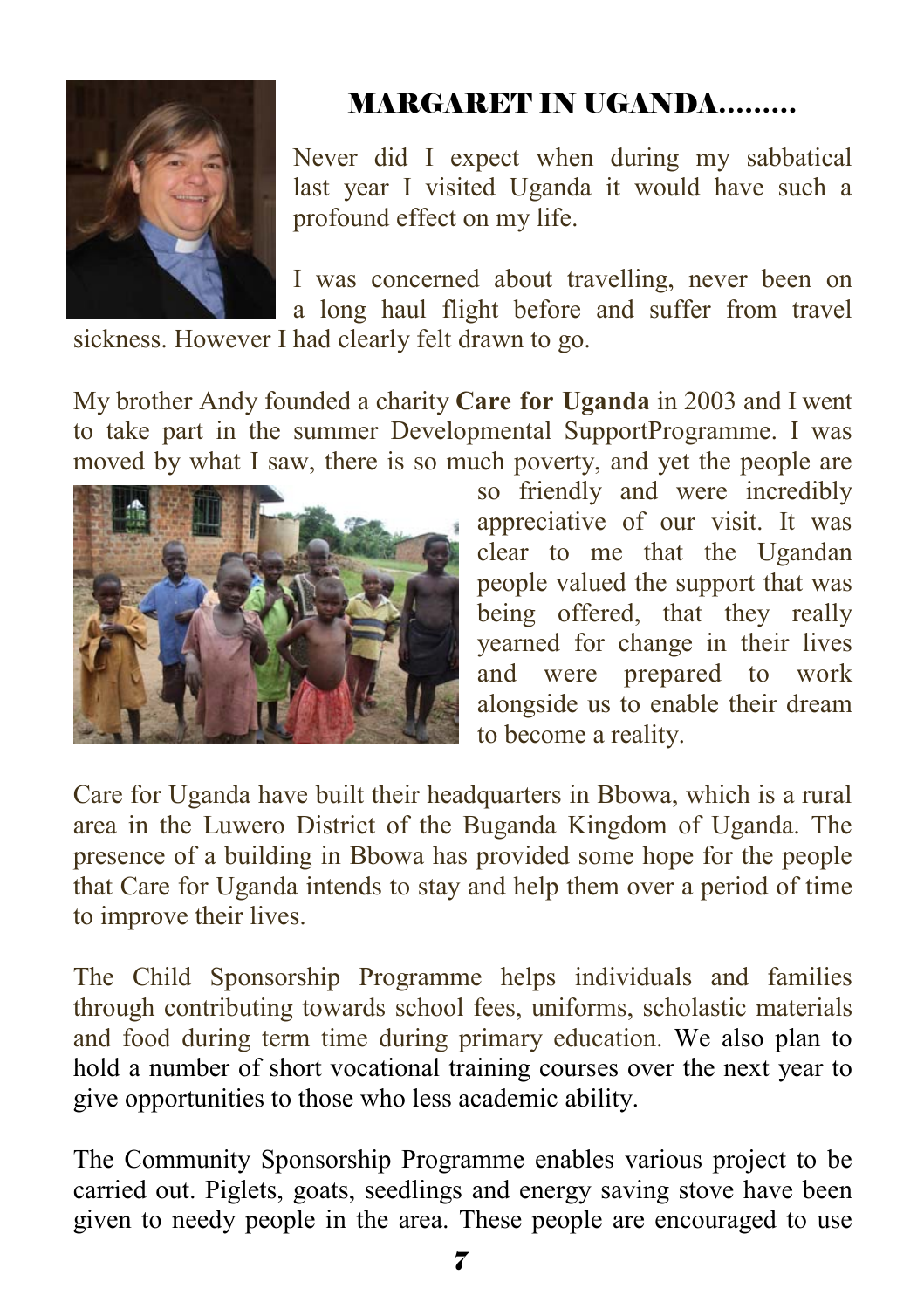## MARGARET IN UGANDA………

Never did I expect when during my sabbatical last year I visited Uganda it would have such a profound effect on my life.

I was concerned about travelling, never been on a long haul flight before and suffer from travel sickness. However I had clearly felt drawn to go.

My brother Andy founded a charity **Care for Uganda** in 2003 and I went to take part in the summer Developmental SupportProgramme. I was moved by what I saw, there is so much poverty, and yet the people are so friendly and were incredibly appreciative of our visit. It was clear to me that the Ugandan people valued the support that was being offered, that they really yearned for change in their lives and were prepared to work alongside us to enable their dream to become a reality.

Care for Uganda have built their headquarters in Bbowa, which is a rural area in the Luwero District of the Buganda Kingdom of Uganda. The presence of a building in Bbowa has provided some hope for the people that Care for Uganda intends to stay and help them over a period of time to improve their lives.

The Child Sponsorship Programme helps individuals and families through contributing towards school fees, uniforms, scholastic materials and food during term time during primary education. We also plan to hold a number of short vocational training courses over the next year to give opportunities to those who less academic ability.

The Community Sponsorship Programme enables various project to be carried out. Piglets, goats, seedlings and energy saving stove have been given to needy people in the area. These people are encouraged to use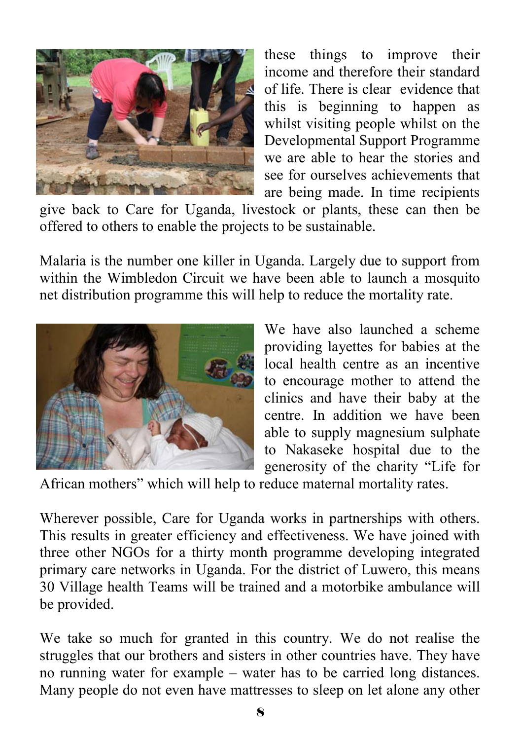these things to improve their income and therefore their standard of life. There is clear evidence that this is beginning to happen as whilst visiting people whilst on the Developmental Support Programme we are able to hear the stories and see for ourselves achievements that are being made. In time recipients give back to Care for Uganda, livestock or plants, these can then be offered to others to enable the projects to be sustainable.

Malaria is the number one killer in Uganda. Largely due to support from within the Wimbledon Circuit we have been able to launch a mosquito net distribution programme this will help to reduce the mortality rate.

We have also launched a scheme providing layettes for babies at the local health centre as an incentive to encourage mother to attend the clinics and have their baby at the centre. In addition we have been able to supply magnesium sulphate to Nakaseke hospital due to the generosity of the charity "Life for African mothers" which will help to reduce maternal mortality rates.

Wherever possible, Care for Uganda works in partnerships with others. This results in greater efficiency and effectiveness. We have joined with three other NGOs for a thirty month programme developing integrated primary care networks in Uganda. For the district of Luwero, this means 30 Village health Teams will be trained and a motorbike ambulance will be provided.

We take so much for granted in this country. We do not realise the struggles that our brothers and sisters in other countries have. They have no running water for example – water has to be carried long distances. Many people do not even have mattresses to sleep on let alone any other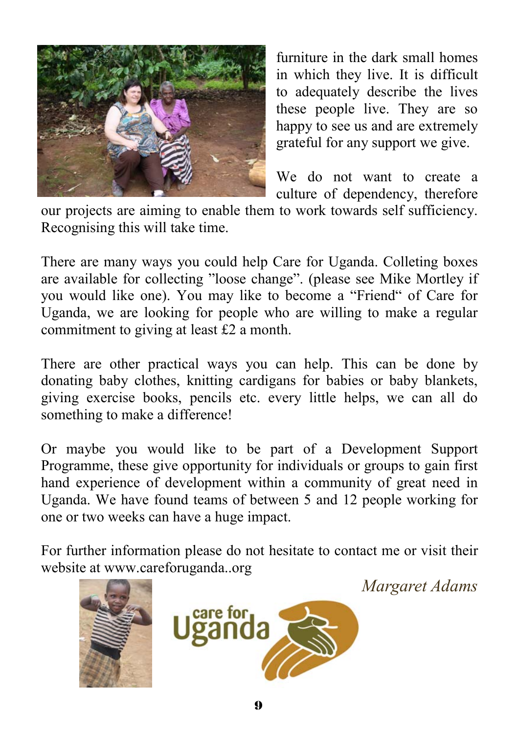furniture in the dark small homes in which they live. It is difficult to adequately describe the lives these people live. They are so happy to see us and are extremely grateful for any support we give.

We do not want to create a culture of dependency, therefore our projects are aiming to enable them to work towards self sufficiency. Recognising this will take time.

There are many ways you could help Care for Uganda. Colleting boxes are available for collecting ”loose change”. (please see Mike Mortley if you would like one). You may like to become a “Friend“ of Care for Uganda, we are looking for people who are willing to make a regular commitment to giving at least £2 a month.

There are other practical ways you can help. This can be done by donating baby clothes, knitting cardigans for babies or baby blankets, giving exercise books, pencils etc. every little helps, we can all do something to make a difference!

Or maybe you would like to be part of a Development Support Programme, these give opportunity for individuals or groups to gain first hand experience of development within a community of great need in Uganda. We have found teams of between 5 and 12 people working for one or two weeks can have a huge impact.

For further information please do not hesitate to contact me or visit their website at www.careforuganda..org

*Margaret Adams*

care for Uganda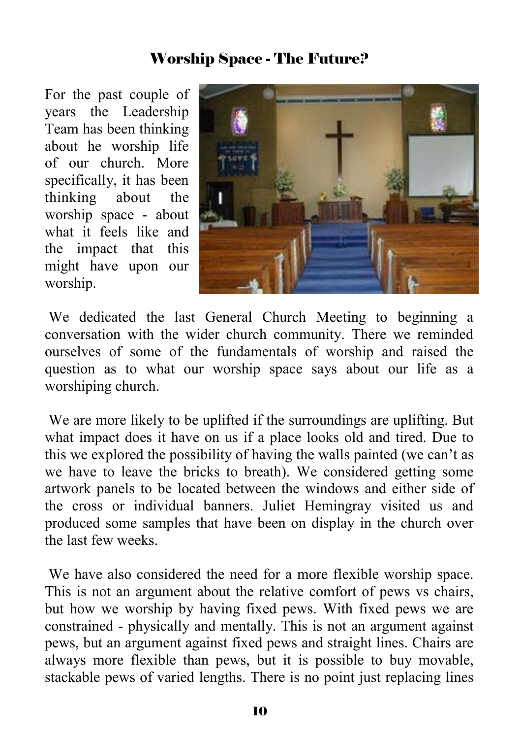## Worship Space - The Future?

For the past couple of years the Leadership Team has been thinking about he worship life of our church. More specifically, it has been thinking about the worship space - about what it feels like and the impact that this might have upon our worship.

We dedicated the last General Church Meeting to beginning a conversation with the wider church community. There we reminded ourselves of some of the fundamentals of worship and raised the question as to what our worship space says about our life as a worshiping church.

We are more likely to be uplifted if the surroundings are uplifting. But what impact does it have on us if a place looks old and tired. Due to this we explored the possibility of having the walls painted (we can't as we have to leave the bricks to breath). We considered getting some artwork panels to be located between the windows and either side of the cross or individual banners. Juliet Hemingray visited us and produced some samples that have been on display in the church over the last few weeks.

We have also considered the need for a more flexible worship space. This is not an argument about the relative comfort of pews vs chairs, but how we worship by having fixed pews. With fixed pews we are constrained - physically and mentally. This is not an argument against pews, but an argument against fixed pews and straight lines. Chairs are always more flexible than pews, but it is possible to buy movable, stackable pews of varied lengths. There is no point just replacing lines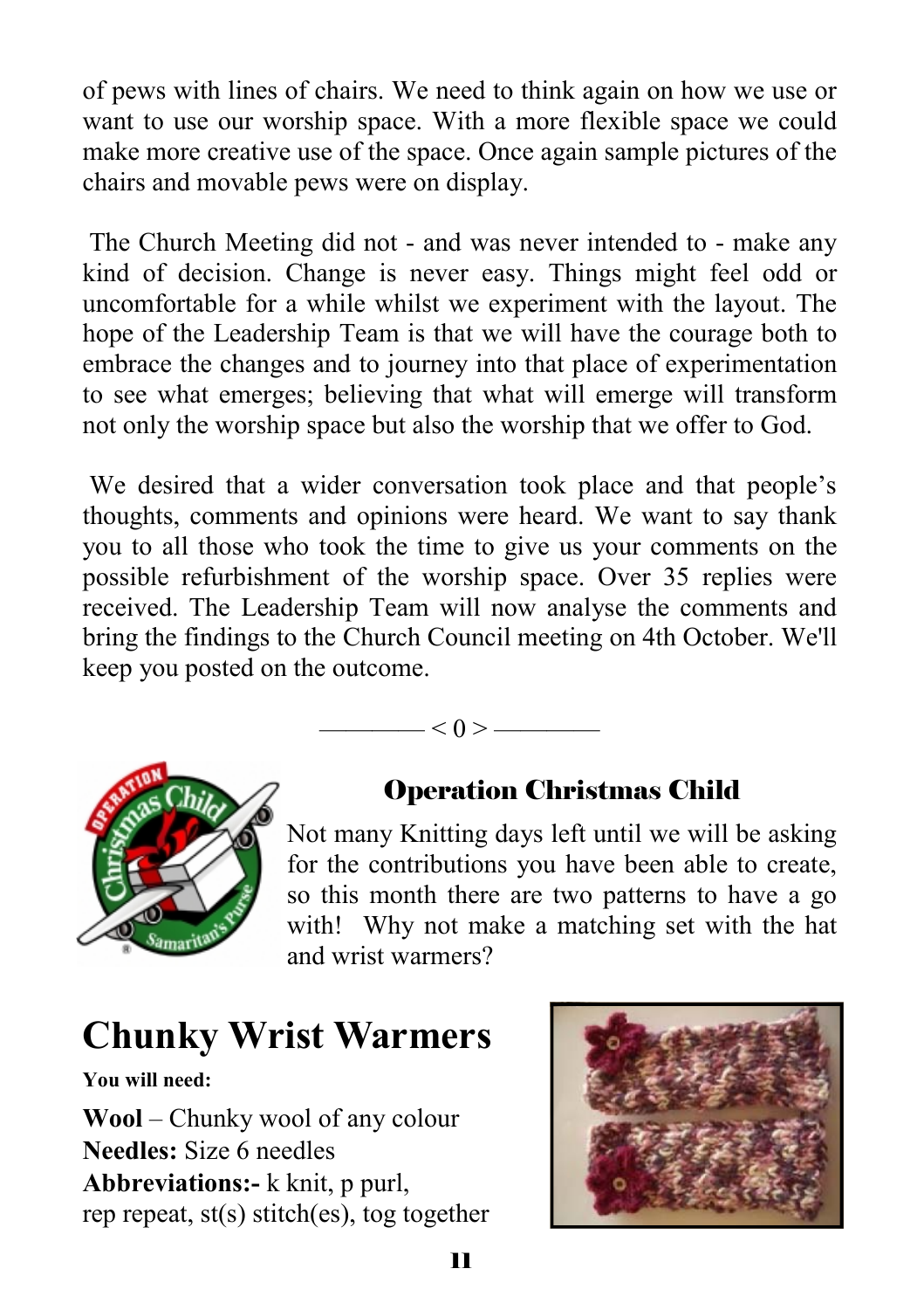of pews with lines of chairs. We need to think again on how we use or want to use our worship space. With a more flexible space we could make more creative use of the space. Once again sample pictures of the chairs and movable pews were on display.

The Church Meeting did not - and was never intended to - make any kind of decision. Change is never easy. Things might feel odd or uncomfortable for a while whilst we experiment with the layout. The hope of the Leadership Team is that we will have the courage both to embrace the changes and to journey into that place of experimentation to see what emerges; believing that what will emerge will transform not only the worship space but also the worship that we offer to God.

We desired that a wider conversation took place and that people's thoughts, comments and opinions were heard. We want to say thank you to all those who took the time to give us your comments on the possible refurbishment of the worship space. Over 35 replies were received. The Leadership Team will now analyse the comments and bring the findings to the Church Council meeting on 4th October. We'll keep you posted on the outcome.

———— < 0 > ————

### Operation Christmas Child

Not many Knitting days left until we will be asking for the contributions you have been able to create, so this month there are two patterns to have a go with! Why not make a matching set with the hat and wrist warmers?

## Chunky Wrist Warmers

**You will need:**

**Wool** – Chunky wool of any colour
**Needles:** Size 6 needles
**Abbreviations:-** k knit, p purl,
rep repeat, st(s) stitch(es), tog together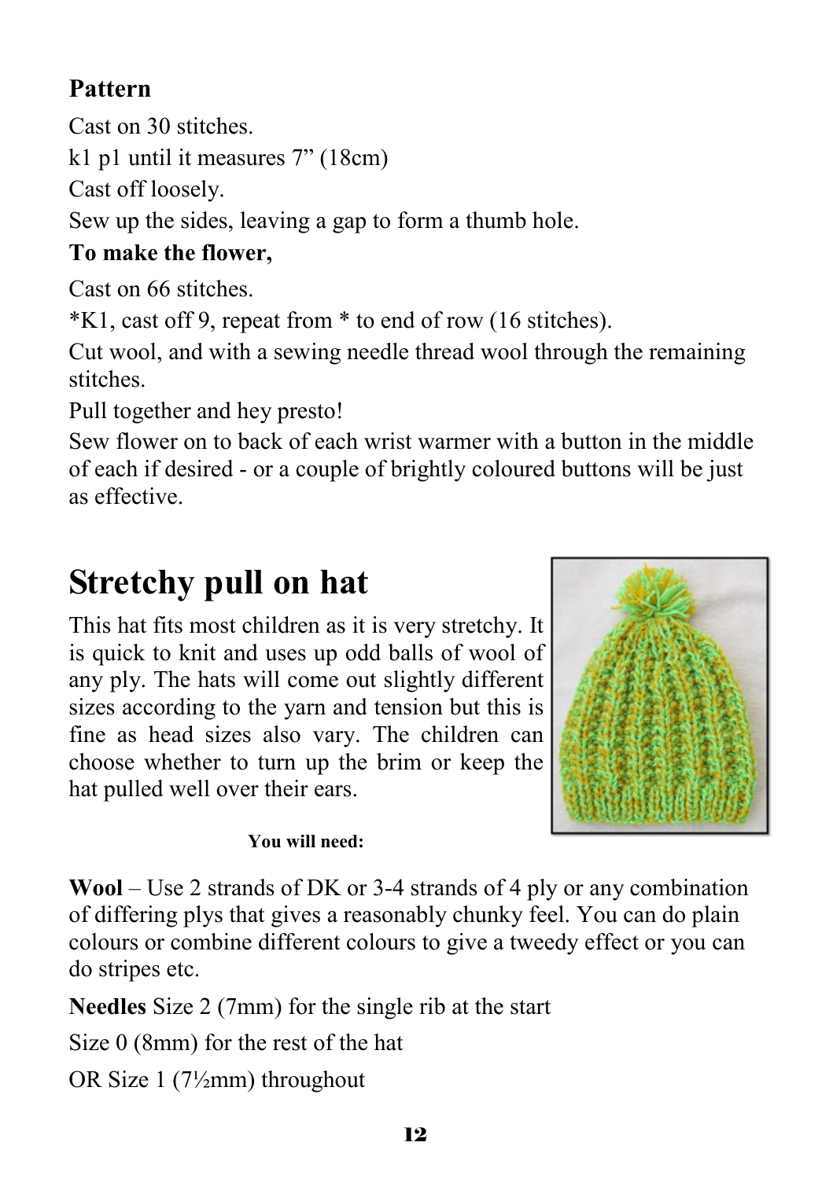**Pattern**

Cast on 30 stitches.

k1 p1 until it measures 7” (18cm)

Cast off loosely.

Sew up the sides, leaving a gap to form a thumb hole.

**To make the flower,**

Cast on 66 stitches.

*K1, cast off 9, repeat from * to end of row (16 stitches).

Cut wool, and with a sewing needle thread wool through the remaining stitches.

Pull together and hey presto!

Sew flower on to back of each wrist warmer with a button in the middle of each if desired - or a couple of brightly coloured buttons will be just as effective.

# Stretchy pull on hat

This hat fits most children as it is very stretchy. It is quick to knit and uses up odd balls of wool of any ply. The hats will come out slightly different sizes according to the yarn and tension but this is fine as head sizes also vary. The children can choose whether to turn up the brim or keep the hat pulled well over their ears.

**You will need:**

**Wool** – Use 2 strands of DK or 3-4 strands of 4 ply or any combination of differing plys that gives a reasonably chunky feel. You can do plain colours or combine different colours to give a tweedy effect or you can do stripes etc.

**Needles** Size 2 (7mm) for the single rib at the start

Size 0 (8mm) for the rest of the hat

OR Size 1 (7½mm) throughout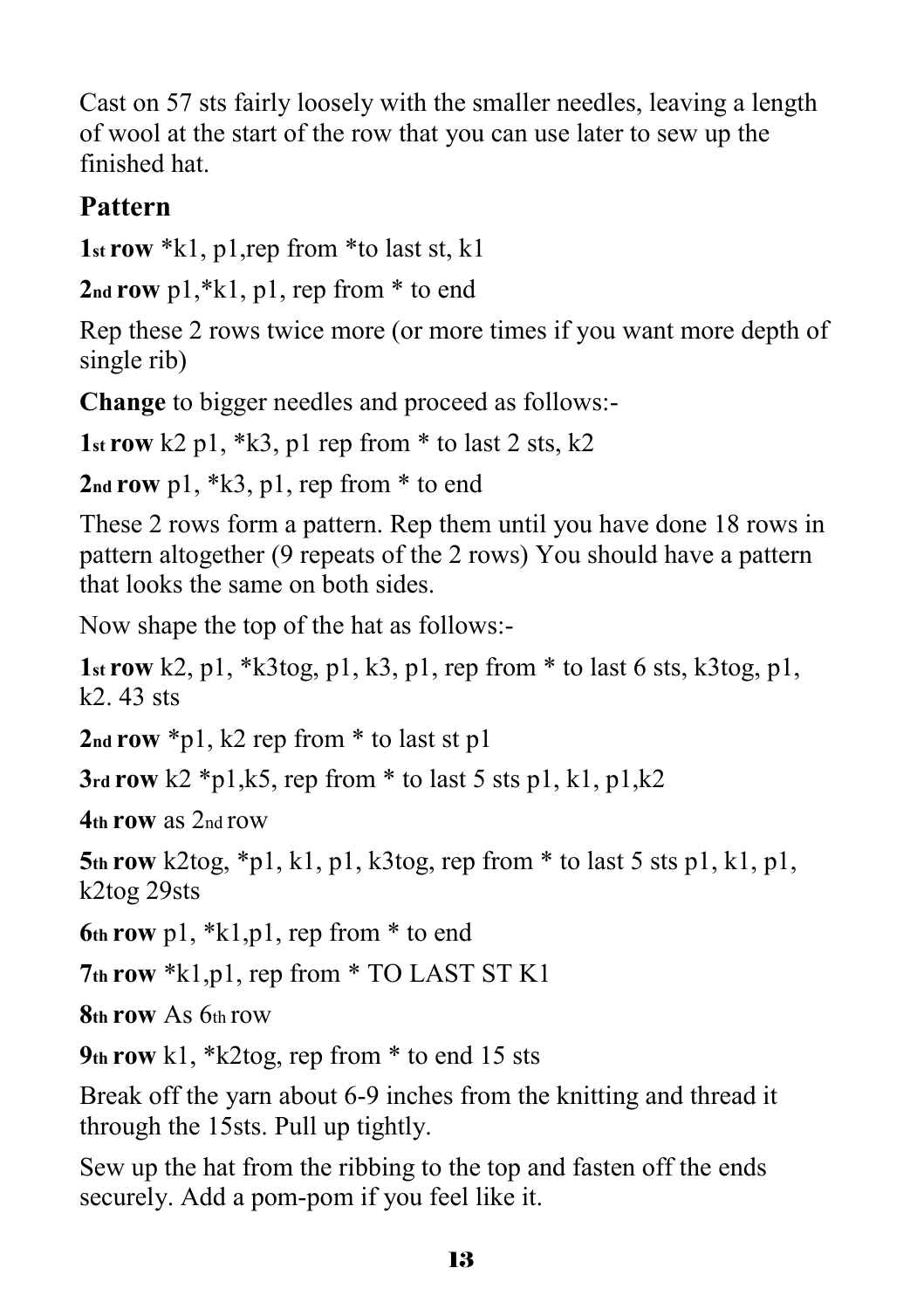Cast on 57 sts fairly loosely with the smaller needles, leaving a length of wool at the start of the row that you can use later to sew up the finished hat.

## Pattern

**1st row** *k1, p1,rep from *to last st, k1

**2nd row** p1,*k1, p1, rep from * to end

Rep these 2 rows twice more (or more times if you want more depth of single rib)

**Change** to bigger needles and proceed as follows:-

**1st row** k2 p1, *k3, p1 rep from * to last 2 sts, k2

**2nd row** p1, *k3, p1, rep from * to end

These 2 rows form a pattern. Rep them until you have done 18 rows in pattern altogether (9 repeats of the 2 rows) You should have a pattern that looks the same on both sides.

Now shape the top of the hat as follows:-

**1st row** k2, p1, *k3tog, p1, k3, p1, rep from * to last 6 sts, k3tog, p1, k2. 43 sts

**2nd row** *p1, k2 rep from * to last st p1

**3rd row** k2 *p1,k5, rep from * to last 5 sts p1, k1, p1,k2

**4th row** as 2nd row

**5th row** k2tog, *p1, k1, p1, k3tog, rep from * to last 5 sts p1, k1, p1, k2tog 29sts

**6th row** p1, *k1,p1, rep from * to end

**7th row** *k1,p1, rep from * TO LAST ST K1

**8th row** As 6th row

**9th row** k1, *k2tog, rep from * to end 15 sts

Break off the yarn about 6-9 inches from the knitting and thread it through the 15sts. Pull up tightly.

Sew up the hat from the ribbing to the top and fasten off the ends securely. Add a pom-pom if you feel like it.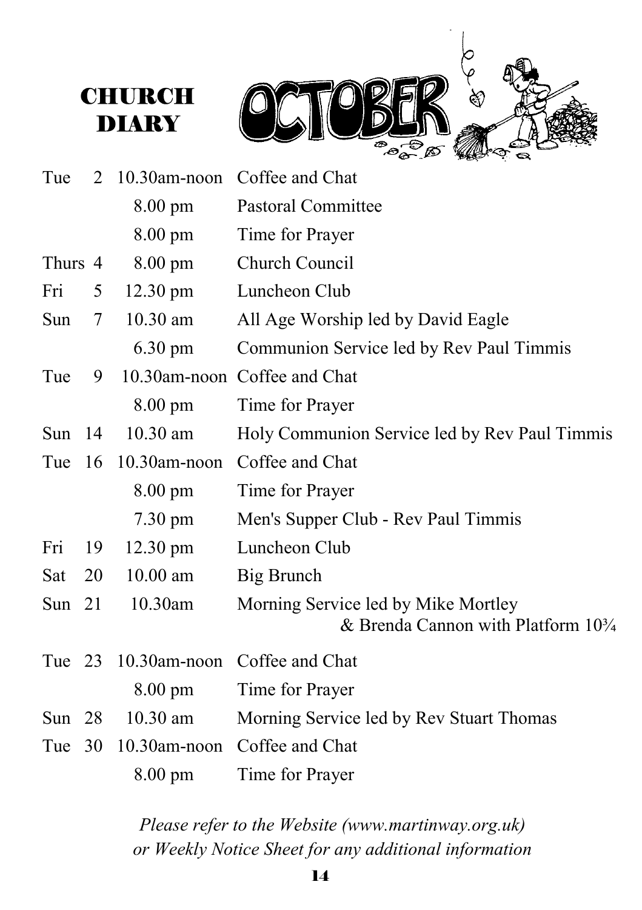# CHURCH DIARY

## OCTOBER

| Day | Date | Time | Event |
| --- | --- | --- | --- |
| Tue | 2 | 10.30am-noon | Coffee and Chat |
| | | 8.00 pm | Pastoral Committee |
| | | 8.00 pm | Time for Prayer |
| Thurs | 4 | 8.00 pm | Church Council |
| Fri | 5 | 12.30 pm | Luncheon Club |
| Sun | 7 | 10.30 am | All Age Worship led by David Eagle |
| | | 6.30 pm | Communion Service led by Rev Paul Timmis |
| Tue | 9 | 10.30am-noon | Coffee and Chat |
| | | 8.00 pm | Time for Prayer |
| Sun | 14 | 10.30 am | Holy Communion Service led by Rev Paul Timmis |
| Tue | 16 | 10.30am-noon | Coffee and Chat |
| | | 8.00 pm | Time for Prayer |
| | | 7.30 pm | Men's Supper Club - Rev Paul Timmis |
| Fri | 19 | 12.30 pm | Luncheon Club |
| Sat | 20 | 10.00 am | Big Brunch |
| Sun | 21 | 10.30am | Morning Service led by Mike Mortley & Brenda Cannon with Platform 10¾ |
| Tue | 23 | 10.30am-noon | Coffee and Chat |
| | | 8.00 pm | Time for Prayer |
| Sun | 28 | 10.30 am | Morning Service led by Rev Stuart Thomas |
| Tue | 30 | 10.30am-noon | Coffee and Chat |
| | | 8.00 pm | Time for Prayer |

*Please refer to the Website (www.martinway.org.uk) or Weekly Notice Sheet for any additional information*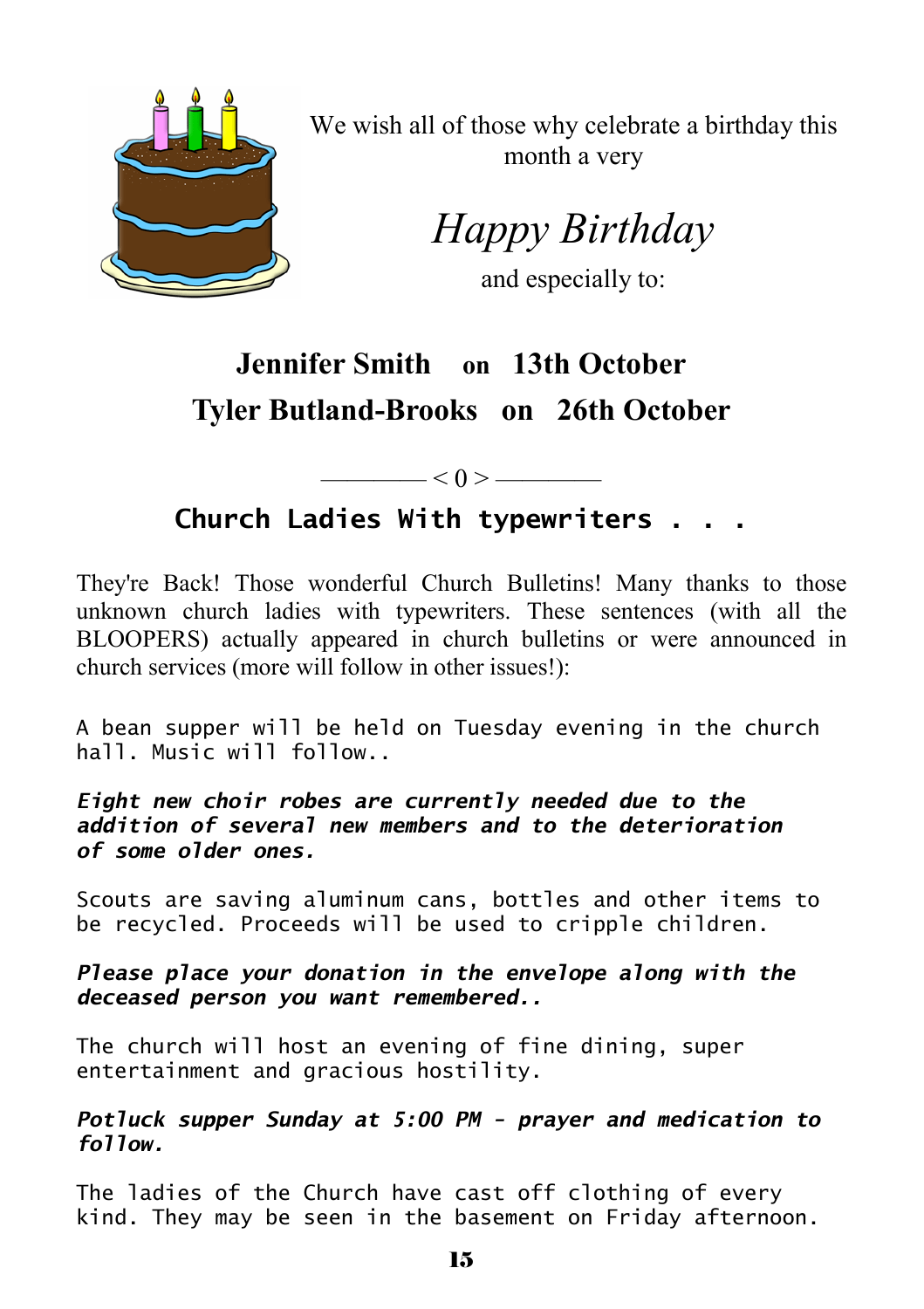We wish all of those why celebrate a birthday this month a very

*Happy Birthday*

and especially to:

**Jennifer Smith on 13th October**

**Tyler Butland-Brooks on 26th October**

———— < 0 > ————

## Church Ladies With typewriters . . .

They're Back! Those wonderful Church Bulletins! Many thanks to those unknown church ladies with typewriters. These sentences (with all the BLOOPERS) actually appeared in church bulletins or were announced in church services (more will follow in other issues!):

A bean supper will be held on Tuesday evening in the church hall. Music will follow..

***Eight new choir robes are currently needed due to the addition of several new members and to the deterioration of some older ones.***

Scouts are saving aluminum cans, bottles and other items to be recycled. Proceeds will be used to cripple children.

***Please place your donation in the envelope along with the deceased person you want remembered..***

The church will host an evening of fine dining, super entertainment and gracious hostility.

***Potluck supper Sunday at 5:00 PM - prayer and medication to follow.***

The ladies of the Church have cast off clothing of every kind. They may be seen in the basement on Friday afternoon.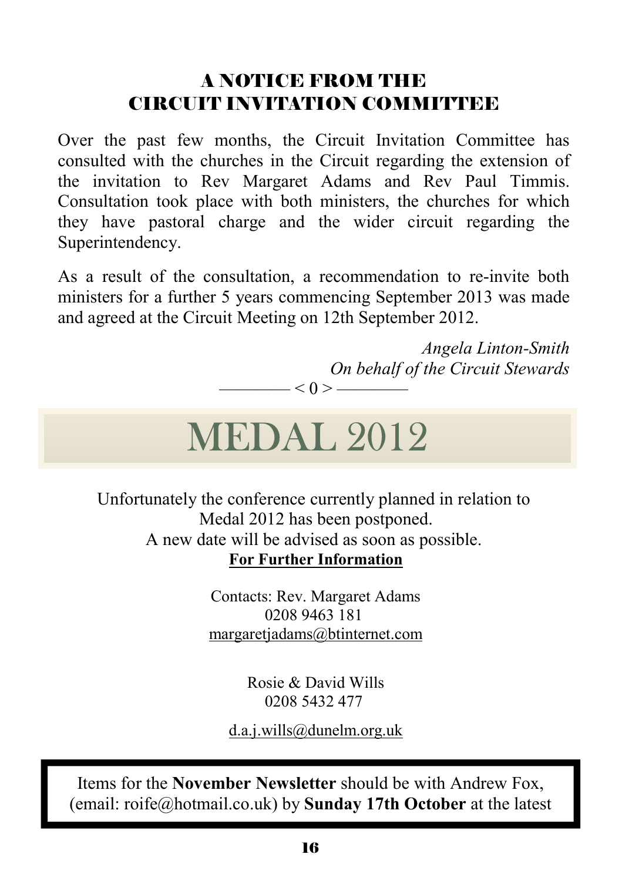## A NOTICE FROM THE CIRCUIT INVITATION COMMITTEE

Over the past few months, the Circuit Invitation Committee has consulted with the churches in the Circuit regarding the extension of the invitation to Rev Margaret Adams and Rev Paul Timmis. Consultation took place with both ministers, the churches for which they have pastoral charge and the wider circuit regarding the Superintendency.

As a result of the consultation, a recommendation to re-invite both ministers for a further 5 years commencing September 2013 was made and agreed at the Circuit Meeting on 12th September 2012.

*Angela Linton-Smith*
*On behalf of the Circuit Stewards*

——— < 0 > ———

# MEDAL 2012

Unfortunately the conference currently planned in relation to Medal 2012 has been postponed.
A new date will be advised as soon as possible.

**For Further Information**

Contacts: Rev. Margaret Adams
0208 9463 181
margaretjadams@btinternet.com

Rosie & David Wills
0208 5432 477

d.a.j.wills@dunelm.org.uk

Items for the **November Newsletter** should be with Andrew Fox, (email: roife@hotmail.co.uk) by **Sunday 17th October** at the latest